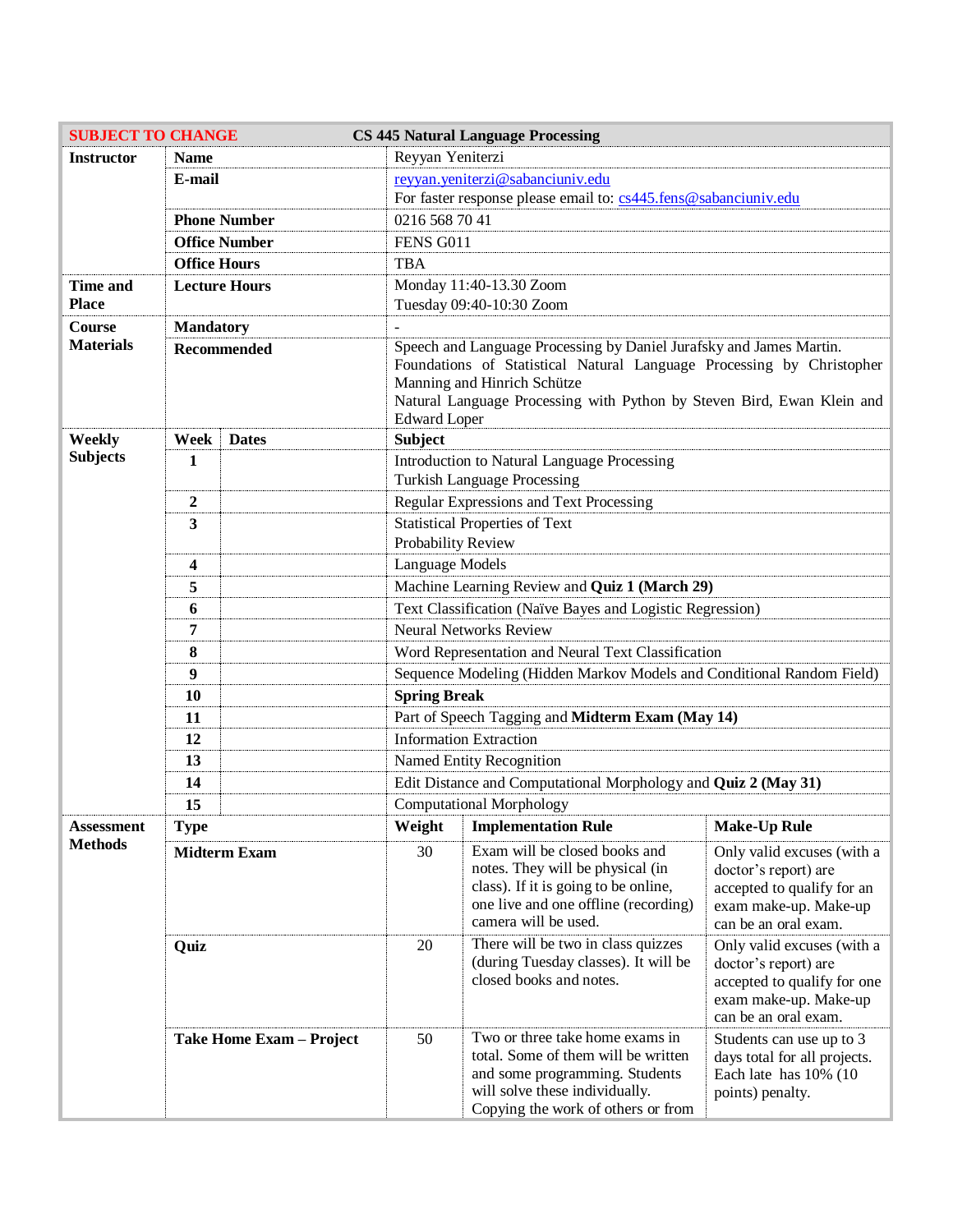| SUBJECT TO CHANGE | | CS 445 Natural Language Processing | | |
|---|---|---|---|---|
| **Instructor** | **Name** | Reyyan Yeniterzi | | |
| | **E-mail** | reyyan.yeniterzi@sabanciuniv.edu<br>For faster response please email to: cs445.fens@sabanciuniv.edu | | |
| | **Phone Number** | 0216 568 70 41 | | |
| | **Office Number** | FENS G011 | | |
| | **Office Hours** | TBA | | |
| **Time and Place** | **Lecture Hours** | Monday 11:40-13.30 Zoom<br>Tuesday 09:40-10:30 Zoom | | |
| **Course Materials** | **Mandatory** | - | | |
| | **Recommended** | Speech and Language Processing by Daniel Jurafsky and James Martin.<br>Foundations of Statistical Natural Language Processing by Christopher Manning and Hinrich Schütze<br>Natural Language Processing with Python by Steven Bird, Ewan Klein and Edward Loper | | |

| **Weekly Subjects** | **Week** | **Dates** | **Subject** |
|---|---|---|---|
| | **1** | | Introduction to Natural Language Processing<br>Turkish Language Processing |
| | **2** | | Regular Expressions and Text Processing |
| | **3** | | Statistical Properties of Text<br>Probability Review |
| | **4** | | Language Models |
| | **5** | | Machine Learning Review and **Quiz 1 (March 29)** |
| | **6** | | Text Classification (Naïve Bayes and Logistic Regression) |
| | **7** | | Neural Networks Review |
| | **8** | | Word Representation and Neural Text Classification |
| | **9** | | Sequence Modeling (Hidden Markov Models and Conditional Random Field) |
| | **10** | | **Spring Break** |
| | **11** | | Part of Speech Tagging and **Midterm Exam (May 14)** |
| | **12** | | Information Extraction |
| | **13** | | Named Entity Recognition |
| | **14** | | Edit Distance and Computational Morphology and **Quiz 2 (May 31)** |
| | **15** | | Computational Morphology |

| **Assessment Methods** | **Type** | **Weight** | **Implementation Rule** | **Make-Up Rule** |
|---|---|---|---|---|
| | **Midterm Exam** | 30 | Exam will be closed books and notes. They will be physical (in class). If it is going to be online, one live and one offline (recording) camera will be used. | Only valid excuses (with a doctor's report) are accepted to qualify for an exam make-up. Make-up can be an oral exam. |
| | **Quiz** | 20 | There will be two in class quizzes (during Tuesday classes). It will be closed books and notes. | Only valid excuses (with a doctor's report) are accepted to qualify for one exam make-up. Make-up can be an oral exam. |
| | **Take Home Exam – Project** | 50 | Two or three take home exams in total. Some of them will be written and some programming. Students will solve these individually. Copying the work of others or from | Students can use up to 3 days total for all projects. Each late has 10% (10 points) penalty. |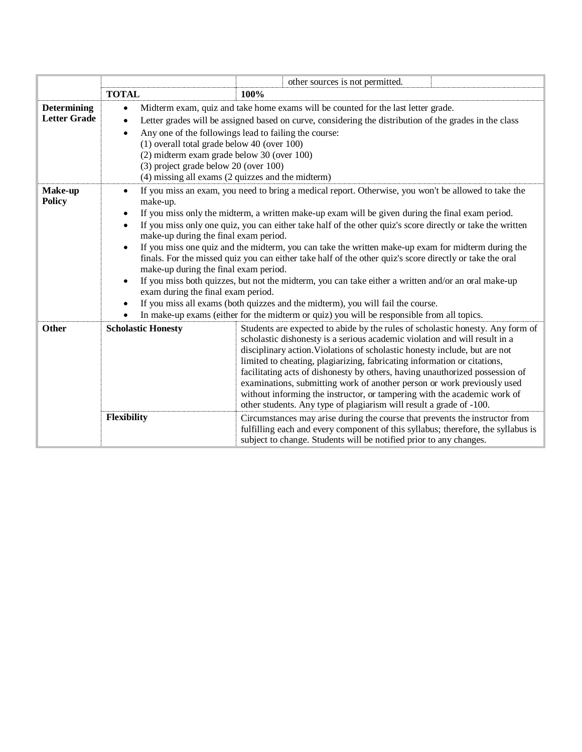| | | | | |
|---|---|---|---|---|
| | | | other sources is not permitted. | |
| | **TOTAL** | **100%** | | |
| **Determining Letter Grade** | <ul><li>Midterm exam, quiz and take home exams will be counted for the last letter grade.</li><li>Letter grades will be assigned based on curve, considering the distribution of the grades in the class</li><li>Any one of the followings lead to failing the course:<br>(1) overall total grade below 40 (over 100)<br>(2) midterm exam grade below 30 (over 100)<br>(3) project grade below 20 (over 100)<br>(4) missing all exams (2 quizzes and the midterm)</li></ul> | | | |
| **Make-up Policy** | <ul><li>If you miss an exam, you need to bring a medical report. Otherwise, you won't be allowed to take the make-up.</li><li>If you miss only the midterm, a written make-up exam will be given during the final exam period.</li><li>If you miss only one quiz, you can either take half of the other quiz's score directly or take the written make-up during the final exam period.</li><li>If you miss one quiz and the midterm, you can take the written make-up exam for midterm during the finals. For the missed quiz you can either take half of the other quiz's score directly or take the oral make-up during the final exam period.</li><li>If you miss both quizzes, but not the midterm, you can take either a written and/or an oral make-up exam during the final exam period.</li><li>If you miss all exams (both quizzes and the midterm), you will fail the course.</li><li>In make-up exams (either for the midterm or quiz) you will be responsible from all topics.</li></ul> | | | |
| **Other** | **Scholastic Honesty** | Students are expected to abide by the rules of scholastic honesty. Any form of scholastic dishonesty is a serious academic violation and will result in a disciplinary action.Violations of scholastic honesty include, but are not limited to cheating, plagiarizing, fabricating information or citations, facilitating acts of dishonesty by others, having unauthorized possession of examinations, submitting work of another person or work previously used without informing the instructor, or tampering with the academic work of other students. Any type of plagiarism will result a grade of -100. | | |
| | **Flexibility** | Circumstances may arise during the course that prevents the instructor from fulfilling each and every component of this syllabus; therefore, the syllabus is subject to change. Students will be notified prior to any changes. | | |